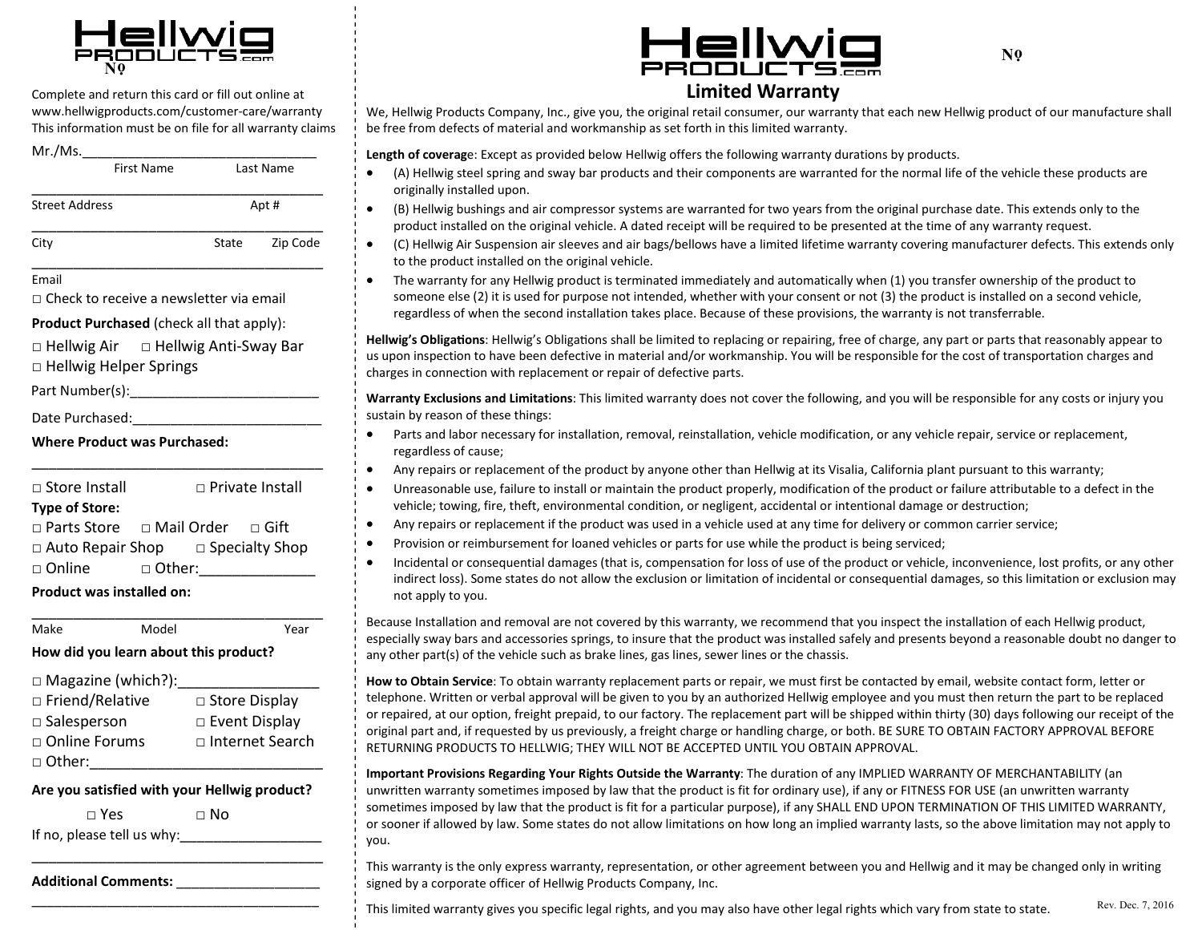Hellwig PRODUCTS.com

№

Complete and return this card or fill out online at www.hellwigproducts.com/customer-care/warranty
This information must be on file for all warranty claims

Mr./Ms.______________________________
First Name Last Name

______________________________________
Street Address Apt #

______________________________________
City State Zip Code

______________________________________
Email

□ Check to receive a newsletter via email

**Product Purchased** (check all that apply):

□ Hellwig Air □ Hellwig Anti-Sway Bar
□ Hellwig Helper Springs

Part Number(s):________________________

Date Purchased:________________________

**Where Product was Purchased:**

______________________________________

□ Store Install □ Private Install

**Type of Store:**

□ Parts Store □ Mail Order □ Gift
□ Auto Repair Shop □ Specialty Shop
□ Online □ Other:______________

**Product was installed on:**

______________________________________
Make Model Year

**How did you learn about this product?**

□ Magazine (which?):________________
□ Friend/Relative □ Store Display
□ Salesperson □ Event Display
□ Online Forums □ Internet Search
□ Other:____________________________

**Are you satisfied with your Hellwig product?**

□ Yes □ No

If no, please tell us why:_________________

______________________________________

**Additional Comments:** _________________

______________________________________

Hellwig PRODUCTS.com

№

# Limited Warranty

We, Hellwig Products Company, Inc., give you, the original retail consumer, our warranty that each new Hellwig product of our manufacture shall be free from defects of material and workmanship as set forth in this limited warranty.

**Length of coverag**e: Except as provided below Hellwig offers the following warranty durations by products.

- (A) Hellwig steel spring and sway bar products and their components are warranted for the normal life of the vehicle these products are originally installed upon.
- (B) Hellwig bushings and air compressor systems are warranted for two years from the original purchase date. This extends only to the product installed on the original vehicle. A dated receipt will be required to be presented at the time of any warranty request.
- (C) Hellwig Air Suspension air sleeves and air bags/bellows have a limited lifetime warranty covering manufacturer defects. This extends only to the product installed on the original vehicle.
- The warranty for any Hellwig product is terminated immediately and automatically when (1) you transfer ownership of the product to someone else (2) it is used for purpose not intended, whether with your consent or not (3) the product is installed on a second vehicle, regardless of when the second installation takes place. Because of these provisions, the warranty is not transferrable.

**Hellwig's Obligations**: Hellwig's Obligations shall be limited to replacing or repairing, free of charge, any part or parts that reasonably appear to us upon inspection to have been defective in material and/or workmanship. You will be responsible for the cost of transportation charges and charges in connection with replacement or repair of defective parts.

**Warranty Exclusions and Limitations**: This limited warranty does not cover the following, and you will be responsible for any costs or injury you sustain by reason of these things:

- Parts and labor necessary for installation, removal, reinstallation, vehicle modification, or any vehicle repair, service or replacement, regardless of cause;
- Any repairs or replacement of the product by anyone other than Hellwig at its Visalia, California plant pursuant to this warranty;
- Unreasonable use, failure to install or maintain the product properly, modification of the product or failure attributable to a defect in the vehicle; towing, fire, theft, environmental condition, or negligent, accidental or intentional damage or destruction;
- Any repairs or replacement if the product was used in a vehicle used at any time for delivery or common carrier service;
- Provision or reimbursement for loaned vehicles or parts for use while the product is being serviced;
- Incidental or consequential damages (that is, compensation for loss of use of the product or vehicle, inconvenience, lost profits, or any other indirect loss). Some states do not allow the exclusion or limitation of incidental or consequential damages, so this limitation or exclusion may not apply to you.

Because Installation and removal are not covered by this warranty, we recommend that you inspect the installation of each Hellwig product, especially sway bars and accessories springs, to insure that the product was installed safely and presents beyond a reasonable doubt no danger to any other part(s) of the vehicle such as brake lines, gas lines, sewer lines or the chassis.

**How to Obtain Service**: To obtain warranty replacement parts or repair, we must first be contacted by email, website contact form, letter or telephone. Written or verbal approval will be given to you by an authorized Hellwig employee and you must then return the part to be replaced or repaired, at our option, freight prepaid, to our factory. The replacement part will be shipped within thirty (30) days following our receipt of the original part and, if requested by us previously, a freight charge or handling charge, or both. BE SURE TO OBTAIN FACTORY APPROVAL BEFORE RETURNING PRODUCTS TO HELLWIG; THEY WILL NOT BE ACCEPTED UNTIL YOU OBTAIN APPROVAL.

**Important Provisions Regarding Your Rights Outside the Warranty**: The duration of any IMPLIED WARRANTY OF MERCHANTABILITY (an unwritten warranty sometimes imposed by law that the product is fit for ordinary use), if any or FITNESS FOR USE (an unwritten warranty sometimes imposed by law that the product is fit for a particular purpose), if any SHALL END UPON TERMINATION OF THIS LIMITED WARRANTY, or sooner if allowed by law. Some states do not allow limitations on how long an implied warranty lasts, so the above limitation may not apply to you.

This warranty is the only express warranty, representation, or other agreement between you and Hellwig and it may be changed only in writing signed by a corporate officer of Hellwig Products Company, Inc.

This limited warranty gives you specific legal rights, and you may also have other legal rights which vary from state to state.

Rev. Dec. 7, 2016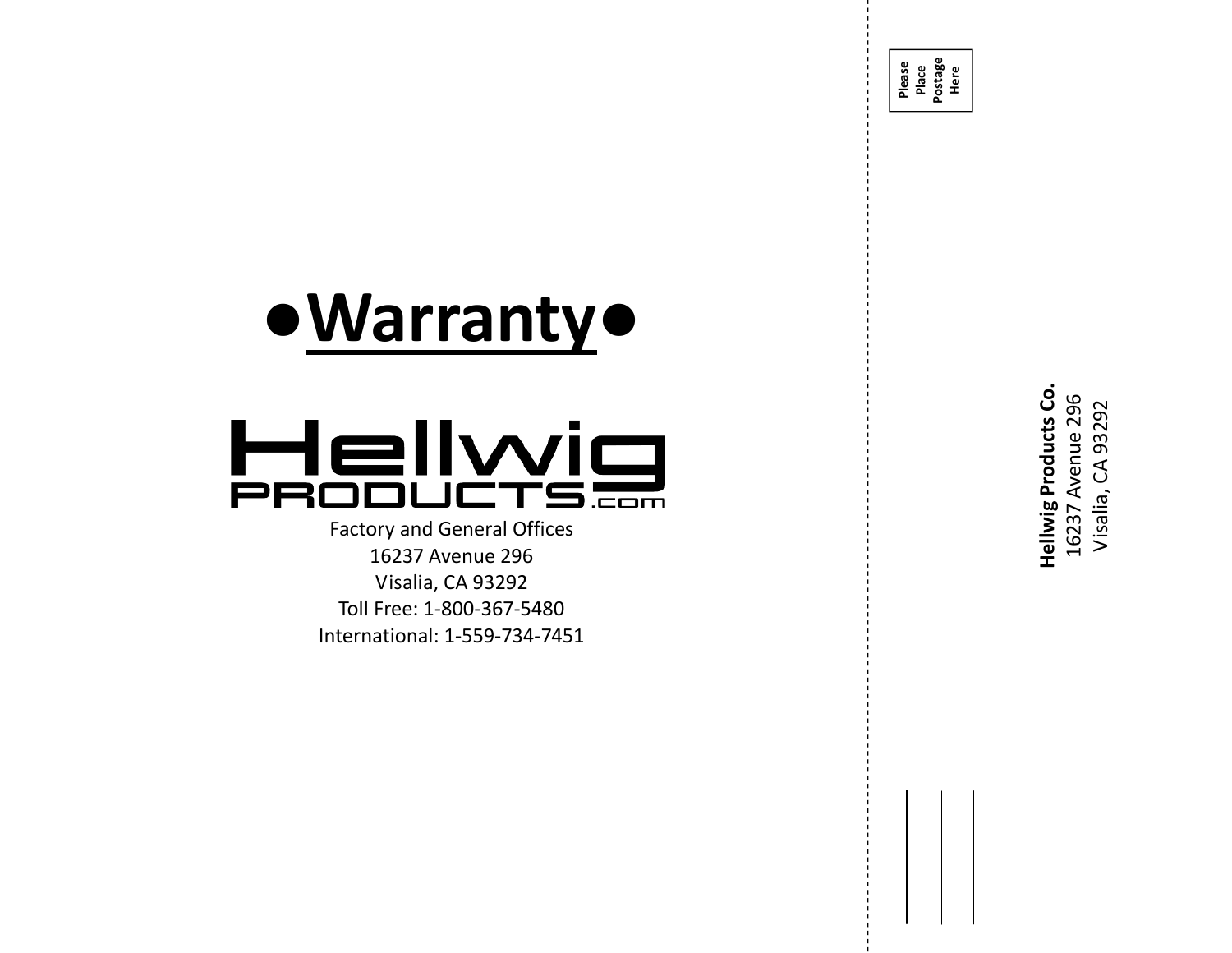# •Warranty•

Hellwig PRODUCTS.com

Factory and General Offices
16237 Avenue 296
Visalia, CA 93292
Toll Free: 1-800-367-5480
International: 1-559-734-7451

Please Place Postage Here

**Hellwig Products Co.**
16237 Avenue 296
Visalia, CA 93292